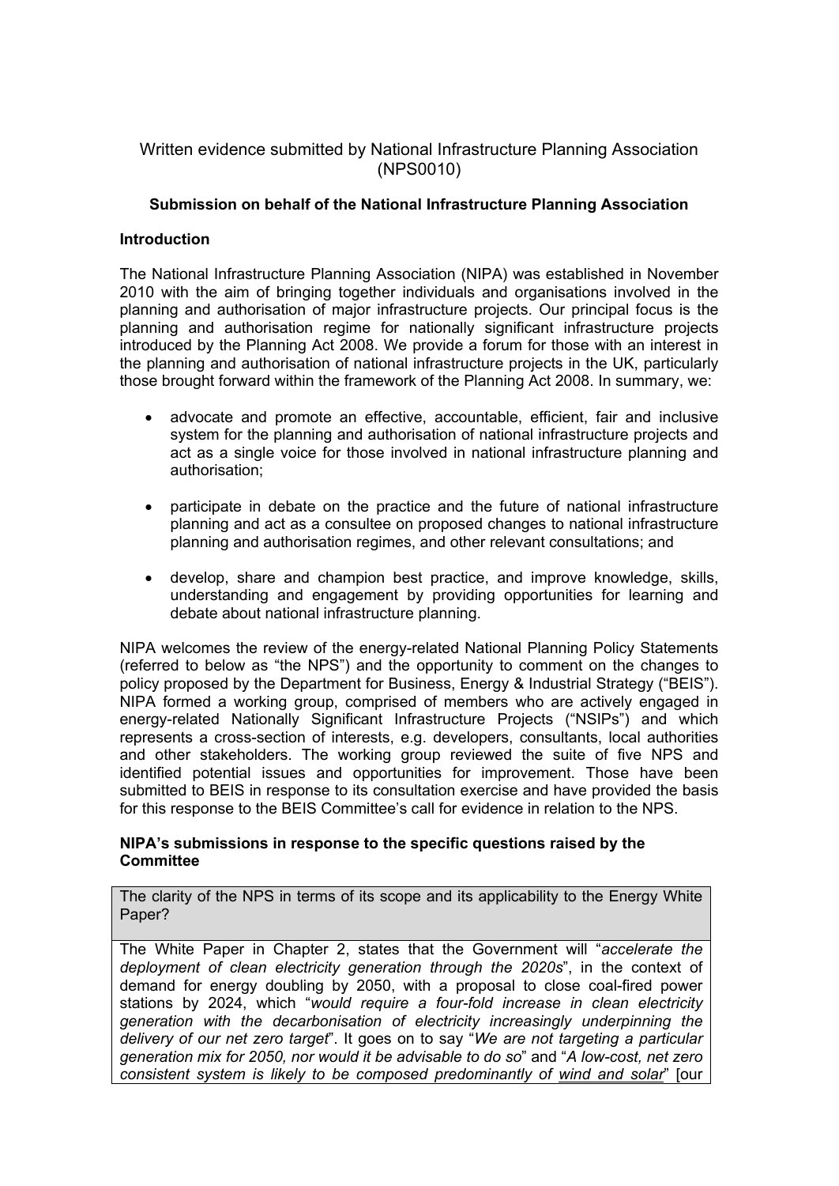Written evidence submitted by National Infrastructure Planning Association (NPS0010)

**Submission on behalf of the National Infrastructure Planning Association**

**Introduction**

The National Infrastructure Planning Association (NIPA) was established in November 2010 with the aim of bringing together individuals and organisations involved in the planning and authorisation of major infrastructure projects. Our principal focus is the planning and authorisation regime for nationally significant infrastructure projects introduced by the Planning Act 2008. We provide a forum for those with an interest in the planning and authorisation of national infrastructure projects in the UK, particularly those brought forward within the framework of the Planning Act 2008. In summary, we:

- advocate and promote an effective, accountable, efficient, fair and inclusive system for the planning and authorisation of national infrastructure projects and act as a single voice for those involved in national infrastructure planning and authorisation;
- participate in debate on the practice and the future of national infrastructure planning and act as a consultee on proposed changes to national infrastructure planning and authorisation regimes, and other relevant consultations; and
- develop, share and champion best practice, and improve knowledge, skills, understanding and engagement by providing opportunities for learning and debate about national infrastructure planning.

NIPA welcomes the review of the energy-related National Planning Policy Statements (referred to below as "the NPS") and the opportunity to comment on the changes to policy proposed by the Department for Business, Energy & Industrial Strategy ("BEIS"). NIPA formed a working group, comprised of members who are actively engaged in energy-related Nationally Significant Infrastructure Projects ("NSIPs") and which represents a cross-section of interests, e.g. developers, consultants, local authorities and other stakeholders. The working group reviewed the suite of five NPS and identified potential issues and opportunities for improvement. Those have been submitted to BEIS in response to its consultation exercise and have provided the basis for this response to the BEIS Committee's call for evidence in relation to the NPS.

**NIPA's submissions in response to the specific questions raised by the Committee**

| The clarity of the NPS in terms of its scope and its applicability to the Energy White Paper? |
| --- |
| The White Paper in Chapter 2, states that the Government will "*accelerate the deployment of clean electricity generation through the 2020s*", in the context of demand for energy doubling by 2050, with a proposal to close coal-fired power stations by 2024, which "*would require a four-fold increase in clean electricity generation with the decarbonisation of electricity increasingly underpinning the delivery of our net zero target*". It goes on to say "*We are not targeting a particular generation mix for 2050, nor would it be advisable to do so*" and "*A low-cost, net zero consistent system is likely to be composed predominantly of* <u>*wind and solar*</u>" [our |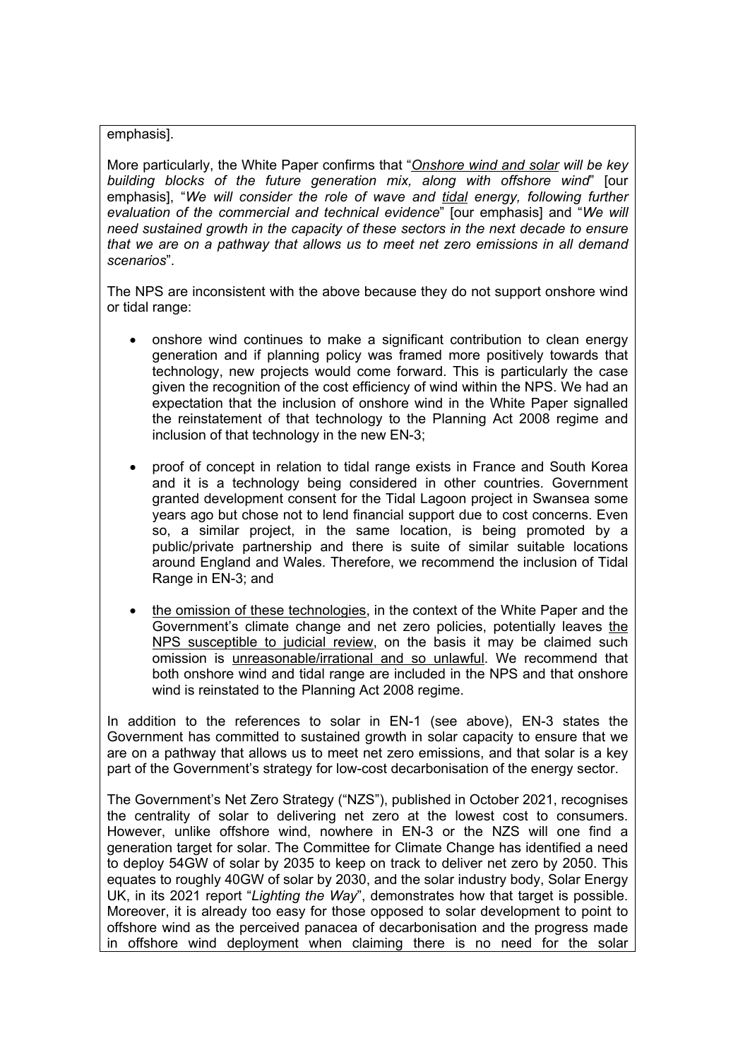emphasis].

More particularly, the White Paper confirms that "*<u>Onshore wind and solar</u> will be key building blocks of the future generation mix, along with offshore wind*" [our emphasis], "*We will consider the role of wave and <u>tidal</u> energy, following further evaluation of the commercial and technical evidence*" [our emphasis] and "*We will need sustained growth in the capacity of these sectors in the next decade to ensure that we are on a pathway that allows us to meet net zero emissions in all demand scenarios*".

The NPS are inconsistent with the above because they do not support onshore wind or tidal range:

- onshore wind continues to make a significant contribution to clean energy generation and if planning policy was framed more positively towards that technology, new projects would come forward. This is particularly the case given the recognition of the cost efficiency of wind within the NPS. We had an expectation that the inclusion of onshore wind in the White Paper signalled the reinstatement of that technology to the Planning Act 2008 regime and inclusion of that technology in the new EN-3;

- proof of concept in relation to tidal range exists in France and South Korea and it is a technology being considered in other countries. Government granted development consent for the Tidal Lagoon project in Swansea some years ago but chose not to lend financial support due to cost concerns. Even so, a similar project, in the same location, is being promoted by a public/private partnership and there is suite of similar suitable locations around England and Wales. Therefore, we recommend the inclusion of Tidal Range in EN-3; and

- <u>the omission of these technologies</u>, in the context of the White Paper and the Government's climate change and net zero policies, potentially leaves <u>the NPS susceptible to judicial review</u>, on the basis it may be claimed such omission is <u>unreasonable/irrational and so unlawful</u>. We recommend that both onshore wind and tidal range are included in the NPS and that onshore wind is reinstated to the Planning Act 2008 regime.

In addition to the references to solar in EN-1 (see above), EN-3 states the Government has committed to sustained growth in solar capacity to ensure that we are on a pathway that allows us to meet net zero emissions, and that solar is a key part of the Government's strategy for low-cost decarbonisation of the energy sector.

The Government's Net Zero Strategy ("NZS"), published in October 2021, recognises the centrality of solar to delivering net zero at the lowest cost to consumers. However, unlike offshore wind, nowhere in EN-3 or the NZS will one find a generation target for solar. The Committee for Climate Change has identified a need to deploy 54GW of solar by 2035 to keep on track to deliver net zero by 2050. This equates to roughly 40GW of solar by 2030, and the solar industry body, Solar Energy UK, in its 2021 report "*Lighting the Way*", demonstrates how that target is possible. Moreover, it is already too easy for those opposed to solar development to point to offshore wind as the perceived panacea of decarbonisation and the progress made in offshore wind deployment when claiming there is no need for the solar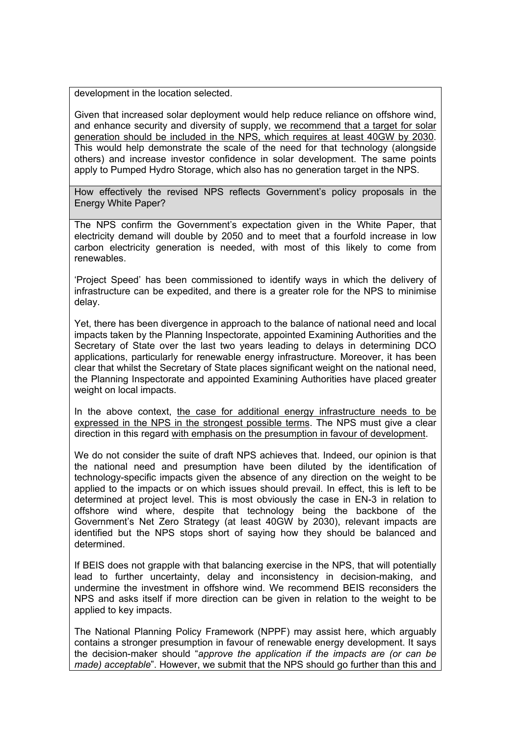development in the location selected.

Given that increased solar deployment would help reduce reliance on offshore wind, and enhance security and diversity of supply, <u>we recommend that a target for solar generation should be included in the NPS, which requires at least 40GW by 2030</u>. This would help demonstrate the scale of the need for that technology (alongside others) and increase investor confidence in solar development. The same points apply to Pumped Hydro Storage, which also has no generation target in the NPS.

**How effectively the revised NPS reflects Government's policy proposals in the Energy White Paper?**

The NPS confirm the Government's expectation given in the White Paper, that electricity demand will double by 2050 and to meet that a fourfold increase in low carbon electricity generation is needed, with most of this likely to come from renewables.

'Project Speed' has been commissioned to identify ways in which the delivery of infrastructure can be expedited, and there is a greater role for the NPS to minimise delay.

Yet, there has been divergence in approach to the balance of national need and local impacts taken by the Planning Inspectorate, appointed Examining Authorities and the Secretary of State over the last two years leading to delays in determining DCO applications, particularly for renewable energy infrastructure. Moreover, it has been clear that whilst the Secretary of State places significant weight on the national need, the Planning Inspectorate and appointed Examining Authorities have placed greater weight on local impacts.

In the above context, <u>the case for additional energy infrastructure needs to be expressed in the NPS in the strongest possible terms</u>. The NPS must give a clear direction in this regard <u>with emphasis on the presumption in favour of development</u>.

We do not consider the suite of draft NPS achieves that. Indeed, our opinion is that the national need and presumption have been diluted by the identification of technology-specific impacts given the absence of any direction on the weight to be applied to the impacts or on which issues should prevail. In effect, this is left to be determined at project level. This is most obviously the case in EN-3 in relation to offshore wind where, despite that technology being the backbone of the Government's Net Zero Strategy (at least 40GW by 2030), relevant impacts are identified but the NPS stops short of saying how they should be balanced and determined.

If BEIS does not grapple with that balancing exercise in the NPS, that will potentially lead to further uncertainty, delay and inconsistency in decision-making, and undermine the investment in offshore wind. We recommend BEIS reconsiders the NPS and asks itself if more direction can be given in relation to the weight to be applied to key impacts.

The National Planning Policy Framework (NPPF) may assist here, which arguably contains a stronger presumption in favour of renewable energy development. It says the decision-maker should "*approve the application if the impacts are (or can be made) acceptable*". However, we submit that the NPS should go further than this and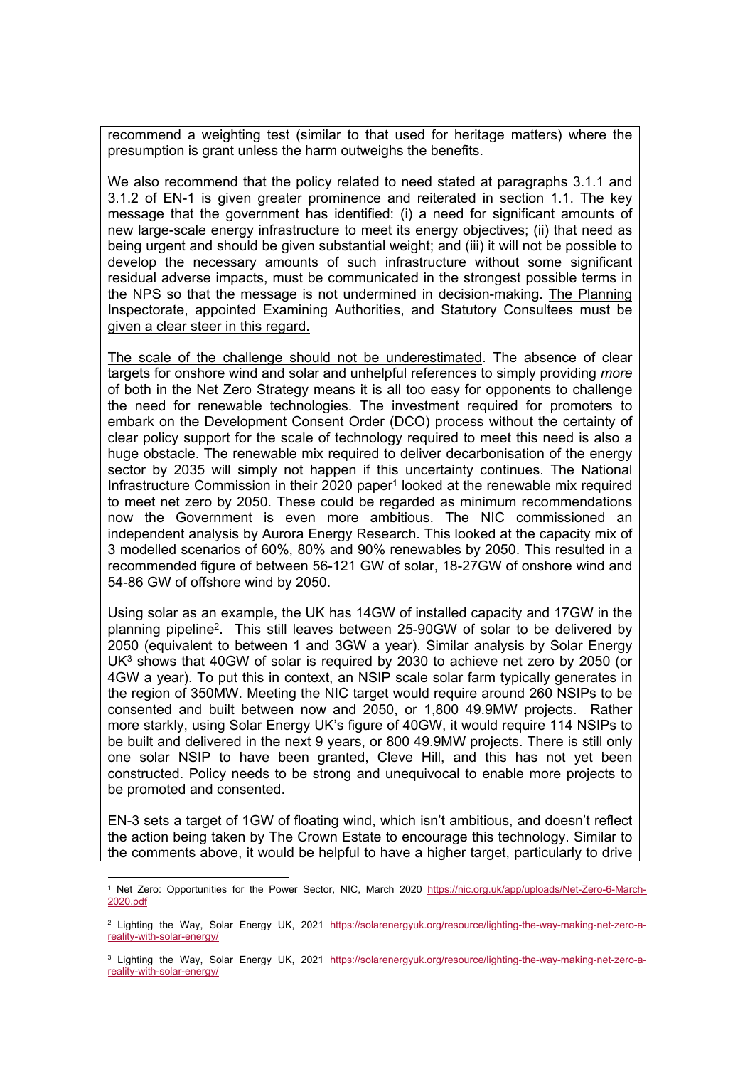recommend a weighting test (similar to that used for heritage matters) where the presumption is grant unless the harm outweighs the benefits.

We also recommend that the policy related to need stated at paragraphs 3.1.1 and 3.1.2 of EN-1 is given greater prominence and reiterated in section 1.1. The key message that the government has identified: (i) a need for significant amounts of new large-scale energy infrastructure to meet its energy objectives; (ii) that need as being urgent and should be given substantial weight; and (iii) it will not be possible to develop the necessary amounts of such infrastructure without some significant residual adverse impacts, must be communicated in the strongest possible terms in the NPS so that the message is not undermined in decision-making. <u>The Planning Inspectorate, appointed Examining Authorities, and Statutory Consultees must be given a clear steer in this regard.</u>

<u>The scale of the challenge should not be underestimated</u>. The absence of clear targets for onshore wind and solar and unhelpful references to simply providing *more* of both in the Net Zero Strategy means it is all too easy for opponents to challenge the need for renewable technologies. The investment required for promoters to embark on the Development Consent Order (DCO) process without the certainty of clear policy support for the scale of technology required to meet this need is also a huge obstacle. The renewable mix required to deliver decarbonisation of the energy sector by 2035 will simply not happen if this uncertainty continues. The National Infrastructure Commission in their 2020 paper[1] looked at the renewable mix required to meet net zero by 2050. These could be regarded as minimum recommendations now the Government is even more ambitious. The NIC commissioned an independent analysis by Aurora Energy Research. This looked at the capacity mix of 3 modelled scenarios of 60%, 80% and 90% renewables by 2050. This resulted in a recommended figure of between 56-121 GW of solar, 18-27GW of onshore wind and 54-86 GW of offshore wind by 2050.

Using solar as an example, the UK has 14GW of installed capacity and 17GW in the planning pipeline[2]. This still leaves between 25-90GW of solar to be delivered by 2050 (equivalent to between 1 and 3GW a year). Similar analysis by Solar Energy UK[3] shows that 40GW of solar is required by 2030 to achieve net zero by 2050 (or 4GW a year). To put this in context, an NSIP scale solar farm typically generates in the region of 350MW. Meeting the NIC target would require around 260 NSIPs to be consented and built between now and 2050, or 1,800 49.9MW projects. Rather more starkly, using Solar Energy UK's figure of 40GW, it would require 114 NSIPs to be built and delivered in the next 9 years, or 800 49.9MW projects. There is still only one solar NSIP to have been granted, Cleve Hill, and this has not yet been constructed. Policy needs to be strong and unequivocal to enable more projects to be promoted and consented.

EN-3 sets a target of 1GW of floating wind, which isn't ambitious, and doesn't reflect the action being taken by The Crown Estate to encourage this technology. Similar to the comments above, it would be helpful to have a higher target, particularly to drive

---

[1] Net Zero: Opportunities for the Power Sector, NIC, March 2020 https://nic.org.uk/app/uploads/Net-Zero-6-March-2020.pdf

[2] Lighting the Way, Solar Energy UK, 2021 https://solarenergyuk.org/resource/lighting-the-way-making-net-zero-a-reality-with-solar-energy/

[3] Lighting the Way, Solar Energy UK, 2021 https://solarenergyuk.org/resource/lighting-the-way-making-net-zero-a-reality-with-solar-energy/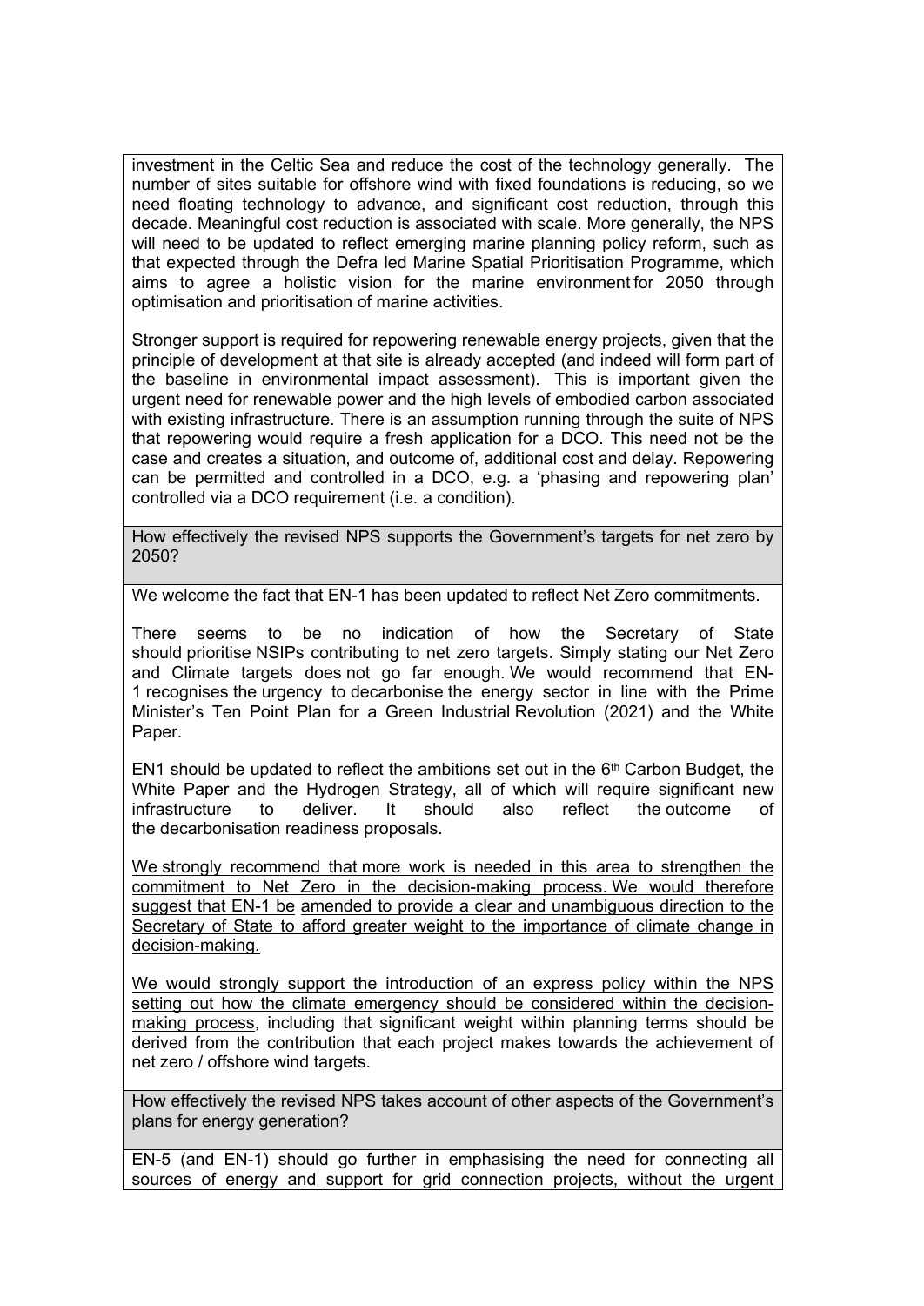investment in the Celtic Sea and reduce the cost of the technology generally. The number of sites suitable for offshore wind with fixed foundations is reducing, so we need floating technology to advance, and significant cost reduction, through this decade. Meaningful cost reduction is associated with scale. More generally, the NPS will need to be updated to reflect emerging marine planning policy reform, such as that expected through the Defra led Marine Spatial Prioritisation Programme, which aims to agree a holistic vision for the marine environment for 2050 through optimisation and prioritisation of marine activities.

Stronger support is required for repowering renewable energy projects, given that the principle of development at that site is already accepted (and indeed will form part of the baseline in environmental impact assessment). This is important given the urgent need for renewable power and the high levels of embodied carbon associated with existing infrastructure. There is an assumption running through the suite of NPS that repowering would require a fresh application for a DCO. This need not be the case and creates a situation, and outcome of, additional cost and delay. Repowering can be permitted and controlled in a DCO, e.g. a 'phasing and repowering plan' controlled via a DCO requirement (i.e. a condition).

**How effectively the revised NPS supports the Government's targets for net zero by 2050?**

We welcome the fact that EN-1 has been updated to reflect Net Zero commitments.

There seems to be no indication of how the Secretary of State should prioritise NSIPs contributing to net zero targets. Simply stating our Net Zero and Climate targets does not go far enough. We would recommend that EN-1 recognises the urgency to decarbonise the energy sector in line with the Prime Minister's Ten Point Plan for a Green Industrial Revolution (2021) and the White Paper.

EN1 should be updated to reflect the ambitions set out in the 6th Carbon Budget, the White Paper and the Hydrogen Strategy, all of which will require significant new infrastructure to deliver. It should also reflect the outcome of the decarbonisation readiness proposals.

<u>We strongly recommend that more work is needed in this area to strengthen the commitment to Net Zero in the decision-making process. We would therefore suggest that EN-1 be amended to provide a clear and unambiguous direction to the Secretary of State to afford greater weight to the importance of climate change in decision-making.</u>

<u>We would strongly support the introduction of an express policy within the NPS setting out how the climate emergency should be considered within the decision-making process</u>, including that significant weight within planning terms should be derived from the contribution that each project makes towards the achievement of net zero / offshore wind targets.

**How effectively the revised NPS takes account of other aspects of the Government's plans for energy generation?**

EN-5 (and EN-1) should go further in emphasising the need for connecting all sources of energy and <u>support for grid connection projects, without the urgent</u>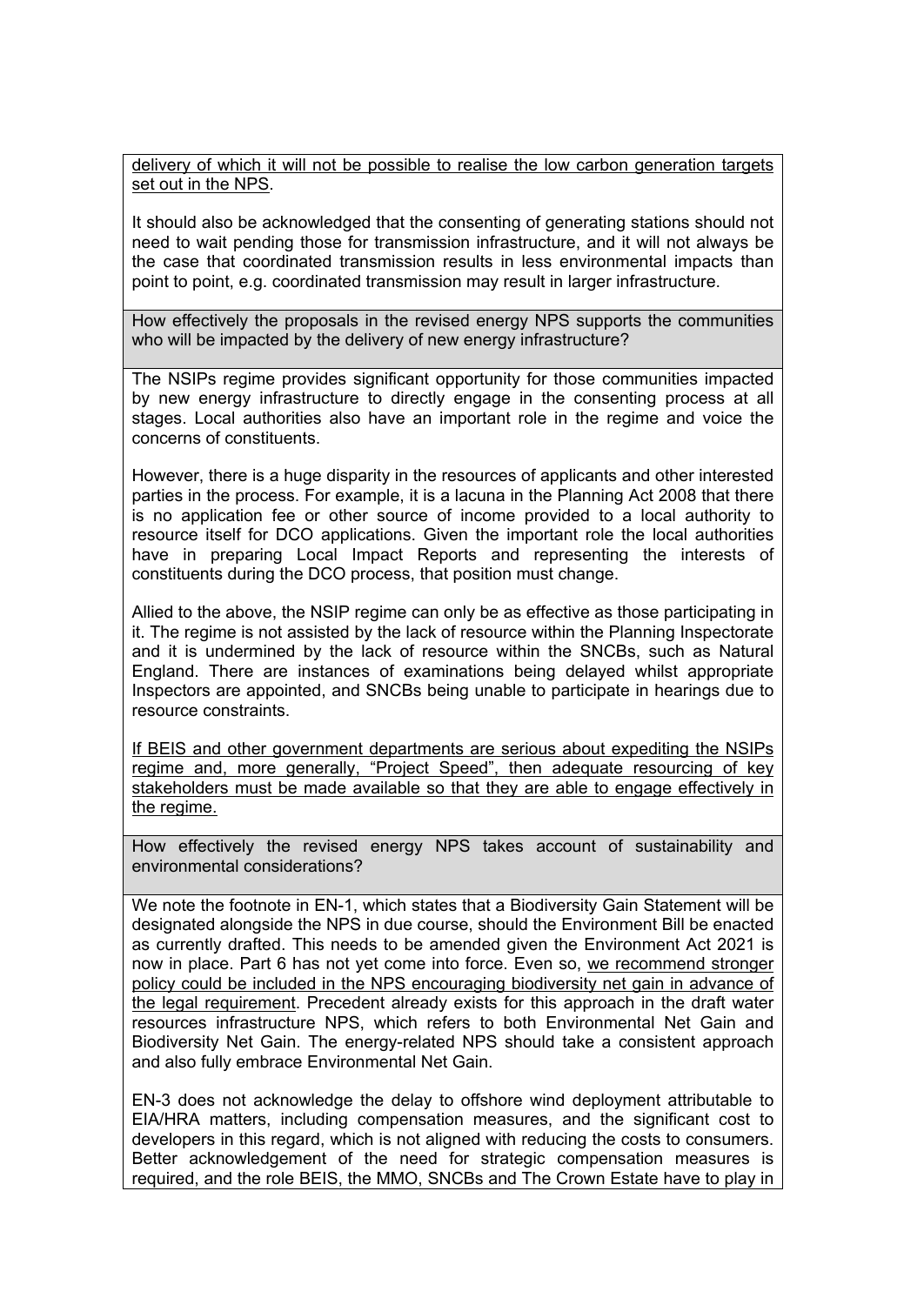delivery of which it will not be possible to realise the low carbon generation targets set out in the NPS.

It should also be acknowledged that the consenting of generating stations should not need to wait pending those for transmission infrastructure, and it will not always be the case that coordinated transmission results in less environmental impacts than point to point, e.g. coordinated transmission may result in larger infrastructure.

**How effectively the proposals in the revised energy NPS supports the communities who will be impacted by the delivery of new energy infrastructure?**

The NSIPs regime provides significant opportunity for those communities impacted by new energy infrastructure to directly engage in the consenting process at all stages. Local authorities also have an important role in the regime and voice the concerns of constituents.

However, there is a huge disparity in the resources of applicants and other interested parties in the process. For example, it is a lacuna in the Planning Act 2008 that there is no application fee or other source of income provided to a local authority to resource itself for DCO applications. Given the important role the local authorities have in preparing Local Impact Reports and representing the interests of constituents during the DCO process, that position must change.

Allied to the above, the NSIP regime can only be as effective as those participating in it. The regime is not assisted by the lack of resource within the Planning Inspectorate and it is undermined by the lack of resource within the SNCBs, such as Natural England. There are instances of examinations being delayed whilst appropriate Inspectors are appointed, and SNCBs being unable to participate in hearings due to resource constraints.

If BEIS and other government departments are serious about expediting the NSIPs regime and, more generally, "Project Speed", then adequate resourcing of key stakeholders must be made available so that they are able to engage effectively in the regime.

**How effectively the revised energy NPS takes account of sustainability and environmental considerations?**

We note the footnote in EN-1, which states that a Biodiversity Gain Statement will be designated alongside the NPS in due course, should the Environment Bill be enacted as currently drafted. This needs to be amended given the Environment Act 2021 is now in place. Part 6 has not yet come into force. Even so, we recommend stronger policy could be included in the NPS encouraging biodiversity net gain in advance of the legal requirement. Precedent already exists for this approach in the draft water resources infrastructure NPS, which refers to both Environmental Net Gain and Biodiversity Net Gain. The energy-related NPS should take a consistent approach and also fully embrace Environmental Net Gain.

EN-3 does not acknowledge the delay to offshore wind deployment attributable to EIA/HRA matters, including compensation measures, and the significant cost to developers in this regard, which is not aligned with reducing the costs to consumers. Better acknowledgement of the need for strategic compensation measures is required, and the role BEIS, the MMO, SNCBs and The Crown Estate have to play in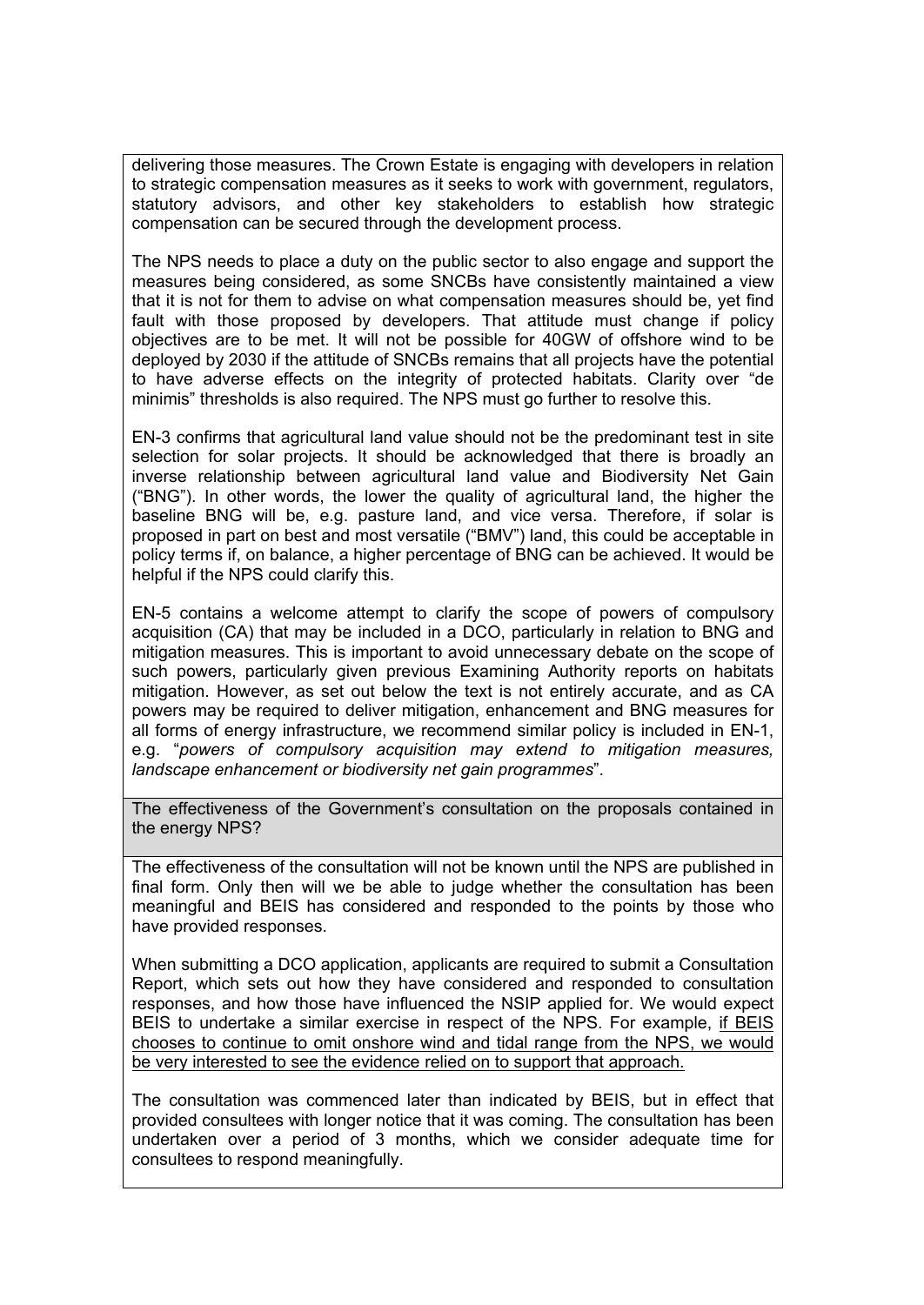delivering those measures. The Crown Estate is engaging with developers in relation to strategic compensation measures as it seeks to work with government, regulators, statutory advisors, and other key stakeholders to establish how strategic compensation can be secured through the development process.

The NPS needs to place a duty on the public sector to also engage and support the measures being considered, as some SNCBs have consistently maintained a view that it is not for them to advise on what compensation measures should be, yet find fault with those proposed by developers. That attitude must change if policy objectives are to be met. It will not be possible for 40GW of offshore wind to be deployed by 2030 if the attitude of SNCBs remains that all projects have the potential to have adverse effects on the integrity of protected habitats. Clarity over "de minimis" thresholds is also required. The NPS must go further to resolve this.

EN-3 confirms that agricultural land value should not be the predominant test in site selection for solar projects. It should be acknowledged that there is broadly an inverse relationship between agricultural land value and Biodiversity Net Gain ("BNG"). In other words, the lower the quality of agricultural land, the higher the baseline BNG will be, e.g. pasture land, and vice versa. Therefore, if solar is proposed in part on best and most versatile ("BMV") land, this could be acceptable in policy terms if, on balance, a higher percentage of BNG can be achieved. It would be helpful if the NPS could clarify this.

EN-5 contains a welcome attempt to clarify the scope of powers of compulsory acquisition (CA) that may be included in a DCO, particularly in relation to BNG and mitigation measures. This is important to avoid unnecessary debate on the scope of such powers, particularly given previous Examining Authority reports on habitats mitigation. However, as set out below the text is not entirely accurate, and as CA powers may be required to deliver mitigation, enhancement and BNG measures for all forms of energy infrastructure, we recommend similar policy is included in EN-1, e.g. "*powers of compulsory acquisition may extend to mitigation measures, landscape enhancement or biodiversity net gain programmes*".

The effectiveness of the Government's consultation on the proposals contained in the energy NPS?

The effectiveness of the consultation will not be known until the NPS are published in final form. Only then will we be able to judge whether the consultation has been meaningful and BEIS has considered and responded to the points by those who have provided responses.

When submitting a DCO application, applicants are required to submit a Consultation Report, which sets out how they have considered and responded to consultation responses, and how those have influenced the NSIP applied for. We would expect BEIS to undertake a similar exercise in respect of the NPS. For example, <u>if BEIS chooses to continue to omit onshore wind and tidal range from the NPS, we would be very interested to see the evidence relied on to support that approach.</u>

The consultation was commenced later than indicated by BEIS, but in effect that provided consultees with longer notice that it was coming. The consultation has been undertaken over a period of 3 months, which we consider adequate time for consultees to respond meaningfully.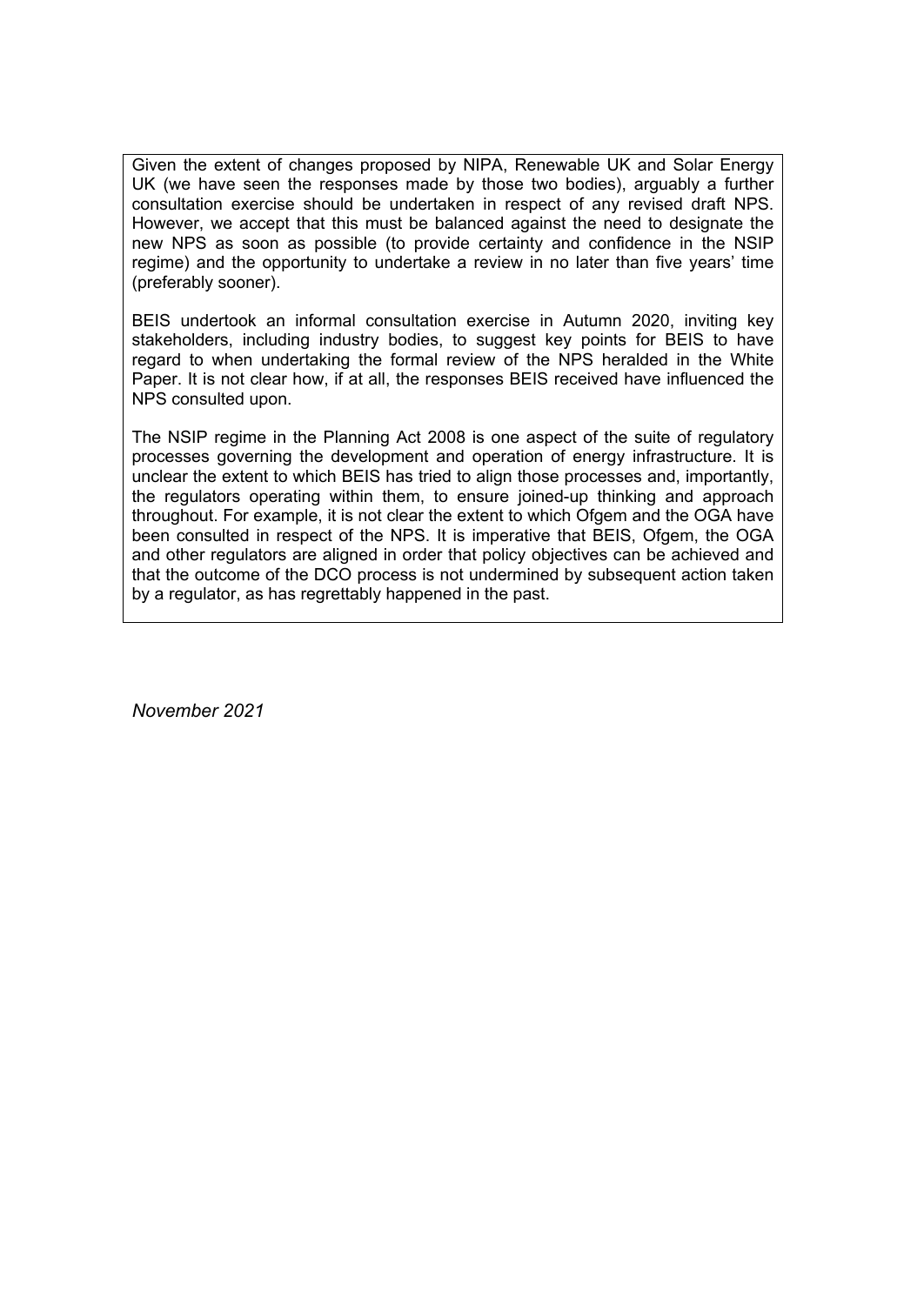Given the extent of changes proposed by NIPA, Renewable UK and Solar Energy UK (we have seen the responses made by those two bodies), arguably a further consultation exercise should be undertaken in respect of any revised draft NPS. However, we accept that this must be balanced against the need to designate the new NPS as soon as possible (to provide certainty and confidence in the NSIP regime) and the opportunity to undertake a review in no later than five years' time (preferably sooner).

BEIS undertook an informal consultation exercise in Autumn 2020, inviting key stakeholders, including industry bodies, to suggest key points for BEIS to have regard to when undertaking the formal review of the NPS heralded in the White Paper. It is not clear how, if at all, the responses BEIS received have influenced the NPS consulted upon.

The NSIP regime in the Planning Act 2008 is one aspect of the suite of regulatory processes governing the development and operation of energy infrastructure. It is unclear the extent to which BEIS has tried to align those processes and, importantly, the regulators operating within them, to ensure joined-up thinking and approach throughout. For example, it is not clear the extent to which Ofgem and the OGA have been consulted in respect of the NPS. It is imperative that BEIS, Ofgem, the OGA and other regulators are aligned in order that policy objectives can be achieved and that the outcome of the DCO process is not undermined by subsequent action taken by a regulator, as has regrettably happened in the past.

*November 2021*